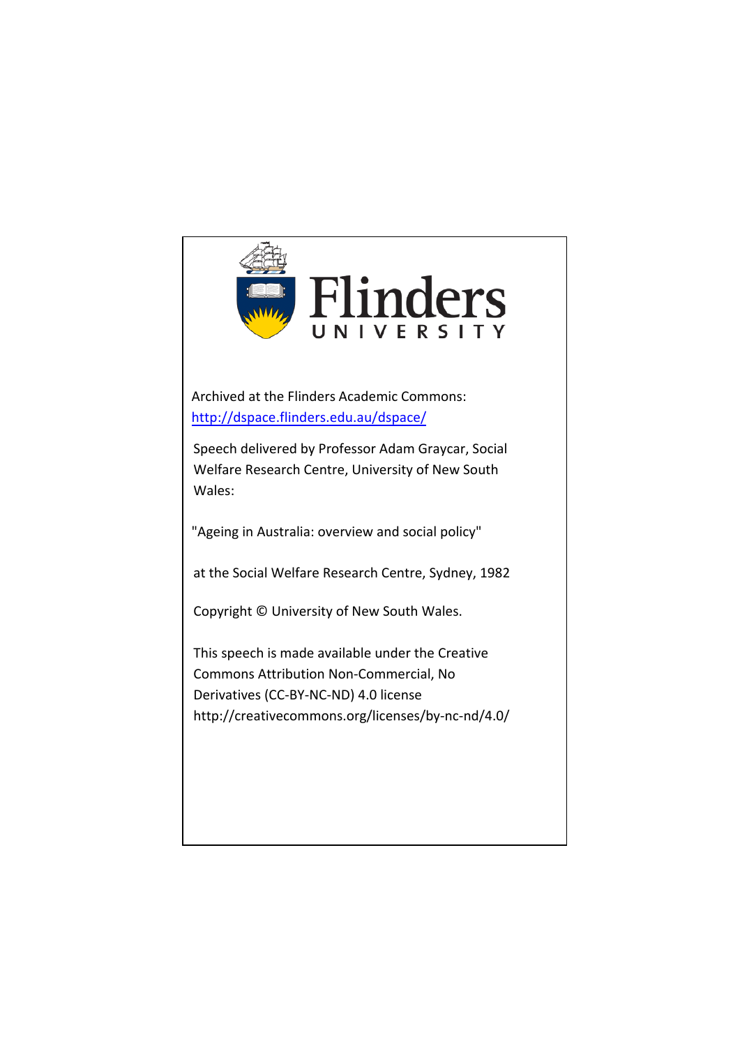Flinders

UNIVERSITY

Archived at the Flinders Academic Commons:
http://dspace.flinders.edu.au/dspace/

Speech delivered by Professor Adam Graycar, Social Welfare Research Centre, University of New South Wales:

"Ageing in Australia: overview and social policy"

at the Social Welfare Research Centre, Sydney, 1982

Copyright © University of New South Wales.

This speech is made available under the Creative Commons Attribution Non-Commercial, No Derivatives (CC-BY-NC-ND) 4.0 license
http://creativecommons.org/licenses/by-nc-nd/4.0/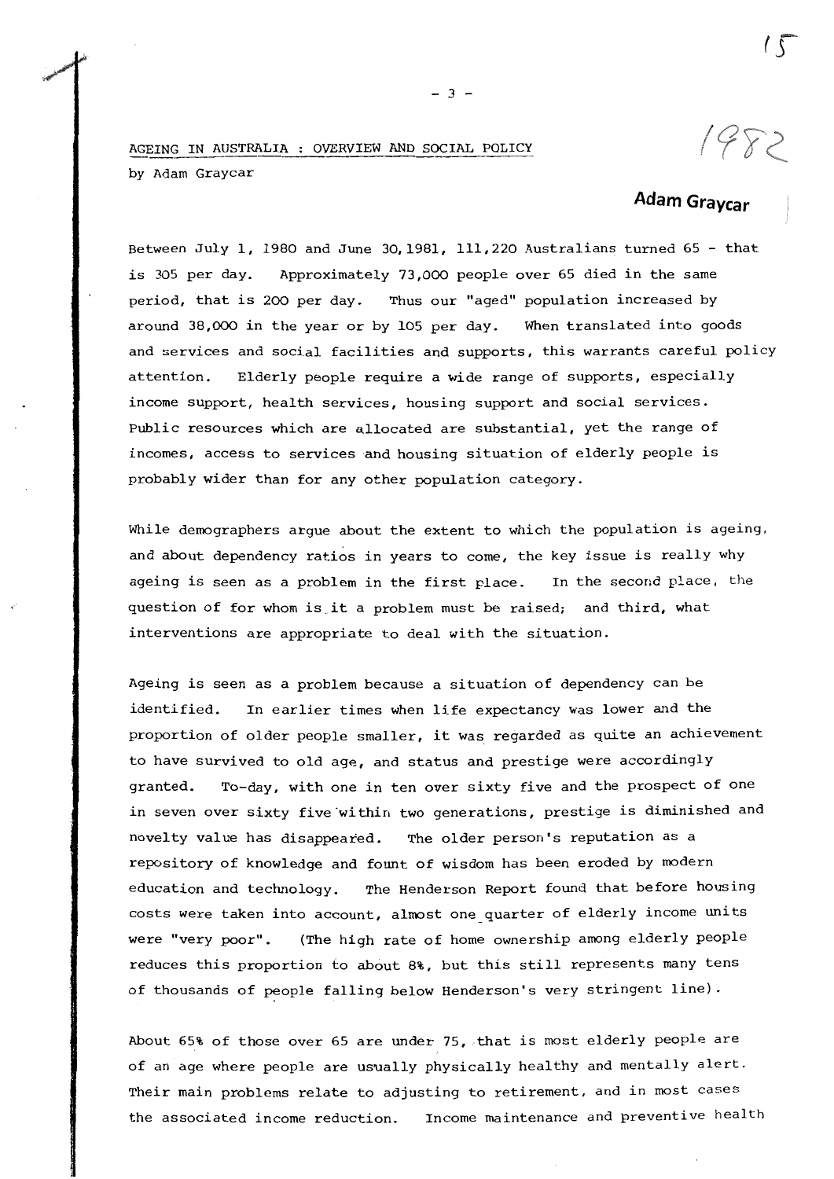AGEING IN AUSTRALIA : OVERVIEW AND SOCIAL POLICY

by Adam Graycar

1982

**Adam Graycar**

Between July 1, 1980 and June 30, 1981, 111,220 Australians turned 65 - that is 305 per day. Approximately 73,000 people over 65 died in the same period, that is 200 per day. Thus our "aged" population increased by around 38,000 in the year or by 105 per day. When translated into goods and services and social facilities and supports, this warrants careful policy attention. Elderly people require a wide range of supports, especially income support, health services, housing support and social services. Public resources which are allocated are substantial, yet the range of incomes, access to services and housing situation of elderly people is probably wider than for any other population category.

While demographers argue about the extent to which the population is ageing, and about dependency ratios in years to come, the key issue is really why ageing is seen as a problem in the first place. In the second place, the question of for whom is it a problem must be raised; and third, what interventions are appropriate to deal with the situation.

Ageing is seen as a problem because a situation of dependency can be identified. In earlier times when life expectancy was lower and the proportion of older people smaller, it was regarded as quite an achievement to have survived to old age, and status and prestige were accordingly granted. To-day, with one in ten over sixty five and the prospect of one in seven over sixty five within two generations, prestige is diminished and novelty value has disappeared. The older person's reputation as a repository of knowledge and fount of wisdom has been eroded by modern education and technology. The Henderson Report found that before housing costs were taken into account, almost one quarter of elderly income units were "very poor". (The high rate of home ownership among elderly people reduces this proportion to about 8%, but this still represents many tens of thousands of people falling below Henderson's very stringent line).

About 65% of those over 65 are under 75, that is most elderly people are of an age where people are usually physically healthy and mentally alert. Their main problems relate to adjusting to retirement, and in most cases the associated income reduction. Income maintenance and preventive health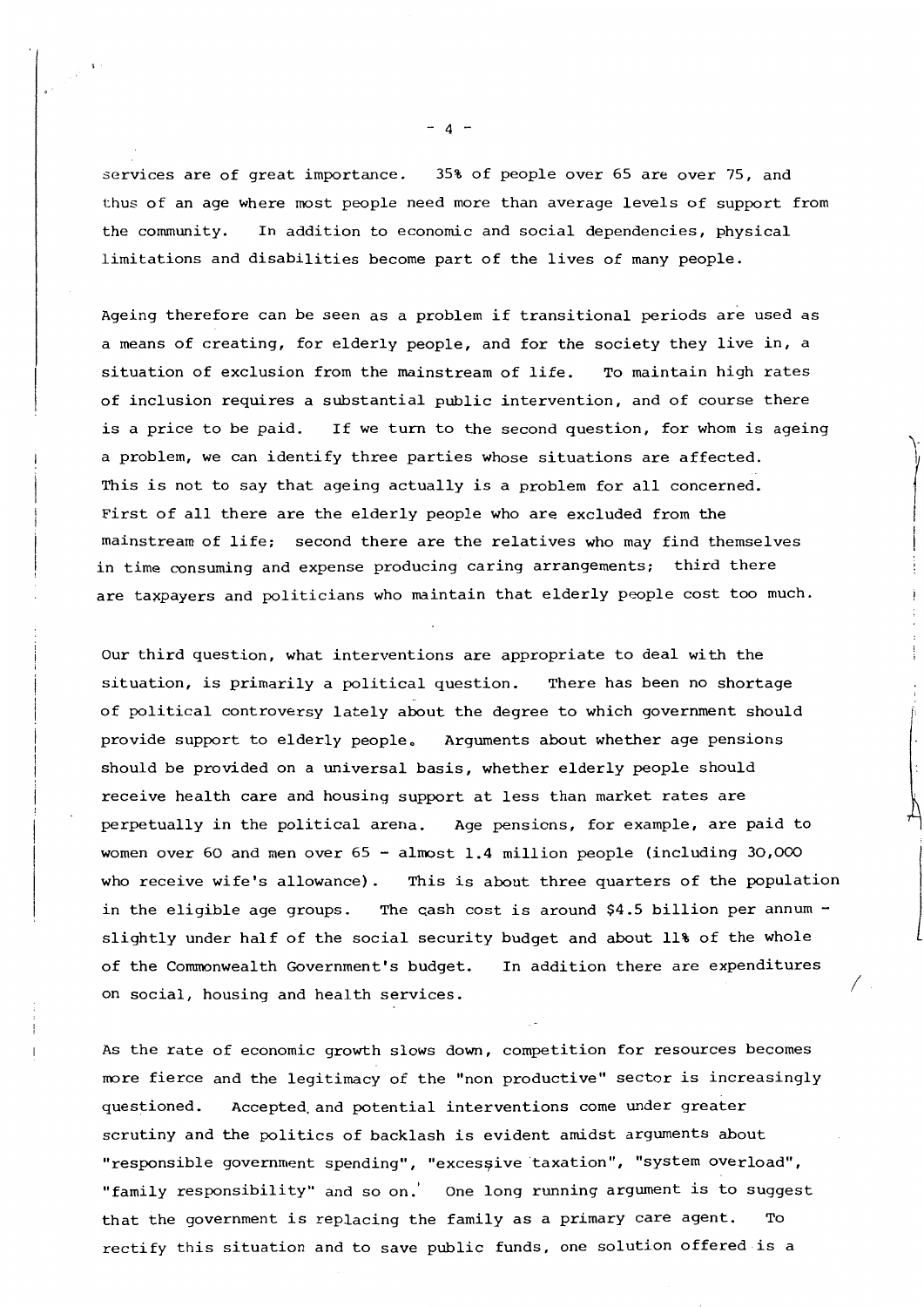services are of great importance. 35% of people over 65 are over 75, and thus of an age where most people need more than average levels of support from the community. In addition to economic and social dependencies, physical limitations and disabilities become part of the lives of many people.

Ageing therefore can be seen as a problem if transitional periods are used as a means of creating, for elderly people, and for the society they live in, a situation of exclusion from the mainstream of life. To maintain high rates of inclusion requires a substantial public intervention, and of course there is a price to be paid. If we turn to the second question, for whom is ageing a problem, we can identify three parties whose situations are affected. This is not to say that ageing actually is a problem for all concerned. First of all there are the elderly people who are excluded from the mainstream of life; second there are the relatives who may find themselves in time consuming and expense producing caring arrangements; third there are taxpayers and politicians who maintain that elderly people cost too much.

Our third question, what interventions are appropriate to deal with the situation, is primarily a political question. There has been no shortage of political controversy lately about the degree to which government should provide support to elderly people. Arguments about whether age pensions should be provided on a universal basis, whether elderly people should receive health care and housing support at less than market rates are perpetually in the political arena. Age pensions, for example, are paid to women over 60 and men over 65 - almost 1.4 million people (including 30,000 who receive wife's allowance). This is about three quarters of the population in the eligible age groups. The cash cost is around $4.5 billion per annum - slightly under half of the social security budget and about 11% of the whole of the Commonwealth Government's budget. In addition there are expenditures on social, housing and health services.

As the rate of economic growth slows down, competition for resources becomes more fierce and the legitimacy of the "non productive" sector is increasingly questioned. Accepted and potential interventions come under greater scrutiny and the politics of backlash is evident amidst arguments about "responsible government spending", "excessive taxation", "system overload", "family responsibility" and so on. One long running argument is to suggest that the government is replacing the family as a primary care agent. To rectify this situation and to save public funds, one solution offered is a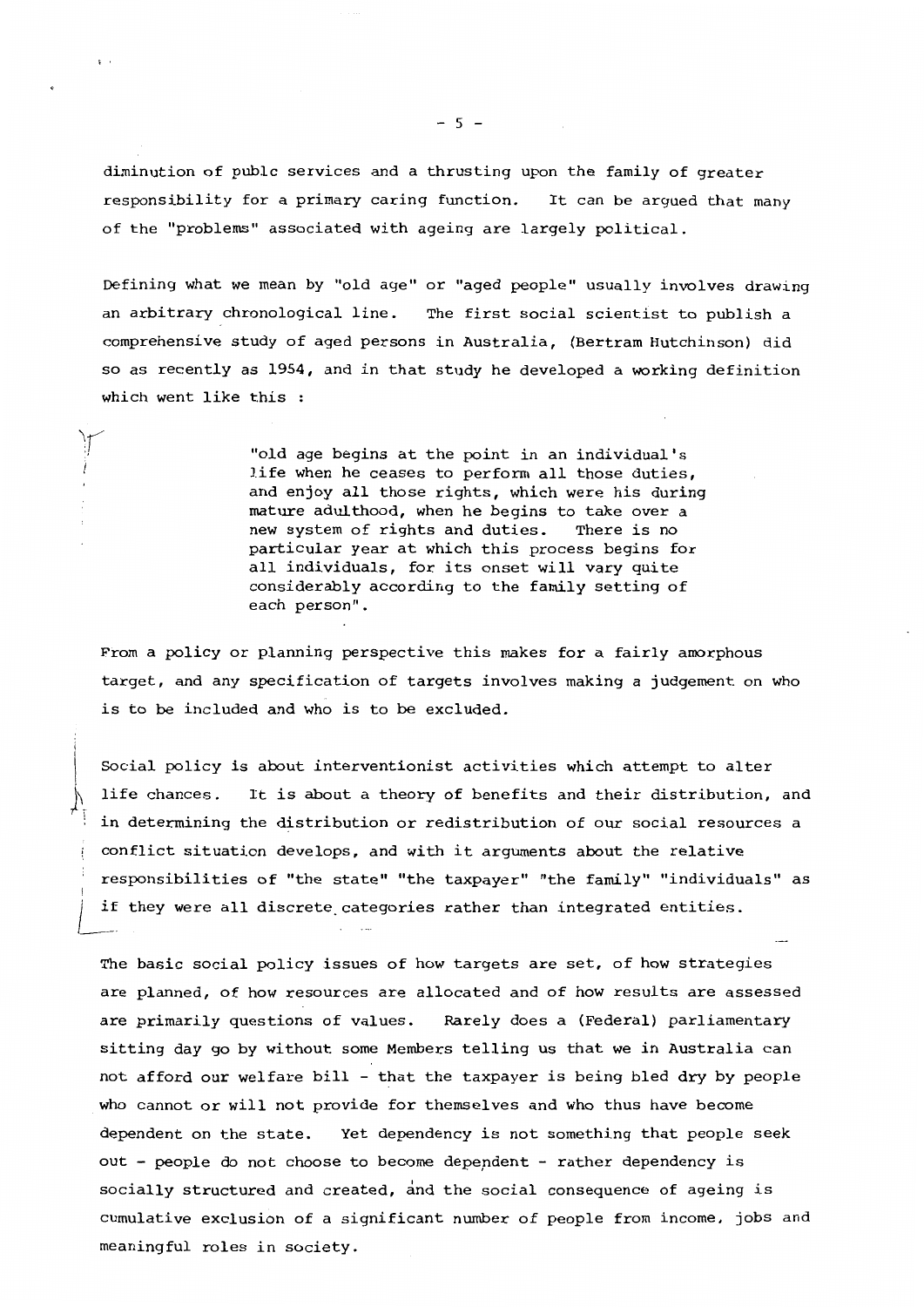diminution of publc services and a thrusting upon the family of greater responsibility for a primary caring function. It can be argued that many of the "problems" associated with ageing are largely political.

Defining what we mean by "old age" or "aged people" usually involves drawing an arbitrary chronological line. The first social scientist to publish a comprehensive study of aged persons in Australia, (Bertram Hutchinson) did so as recently as 1954, and in that study he developed a working definition which went like this :

> "old age begins at the point in an individual's life when he ceases to perform all those duties, and enjoy all those rights, which were his during mature adulthood, when he begins to take over a new system of rights and duties. There is no particular year at which this process begins for all individuals, for its onset will vary quite considerably according to the family setting of each person".

From a policy or planning perspective this makes for a fairly amorphous target, and any specification of targets involves making a judgement on who is to be included and who is to be excluded.

Social policy is about interventionist activities which attempt to alter life chances. It is about a theory of benefits and their distribution, and in determining the distribution or redistribution of our social resources a conflict situation develops, and with it arguments about the relative responsibilities of "the state" "the taxpayer" "the family" "individuals" as if they were all discrete categories rather than integrated entities.

The basic social policy issues of how targets are set, of how strategies are planned, of how resources are allocated and of how results are assessed are primarily questions of values. Rarely does a (Federal) parliamentary sitting day go by without some Members telling us that we in Australia can not afford our welfare bill - that the taxpayer is being bled dry by people who cannot or will not provide for themselves and who thus have become dependent on the state. Yet dependency is not something that people seek out - people do not choose to become dependent - rather dependency is socially structured and created, and the social consequence of ageing is cumulative exclusion of a significant number of people from income, jobs and meaningful roles in society.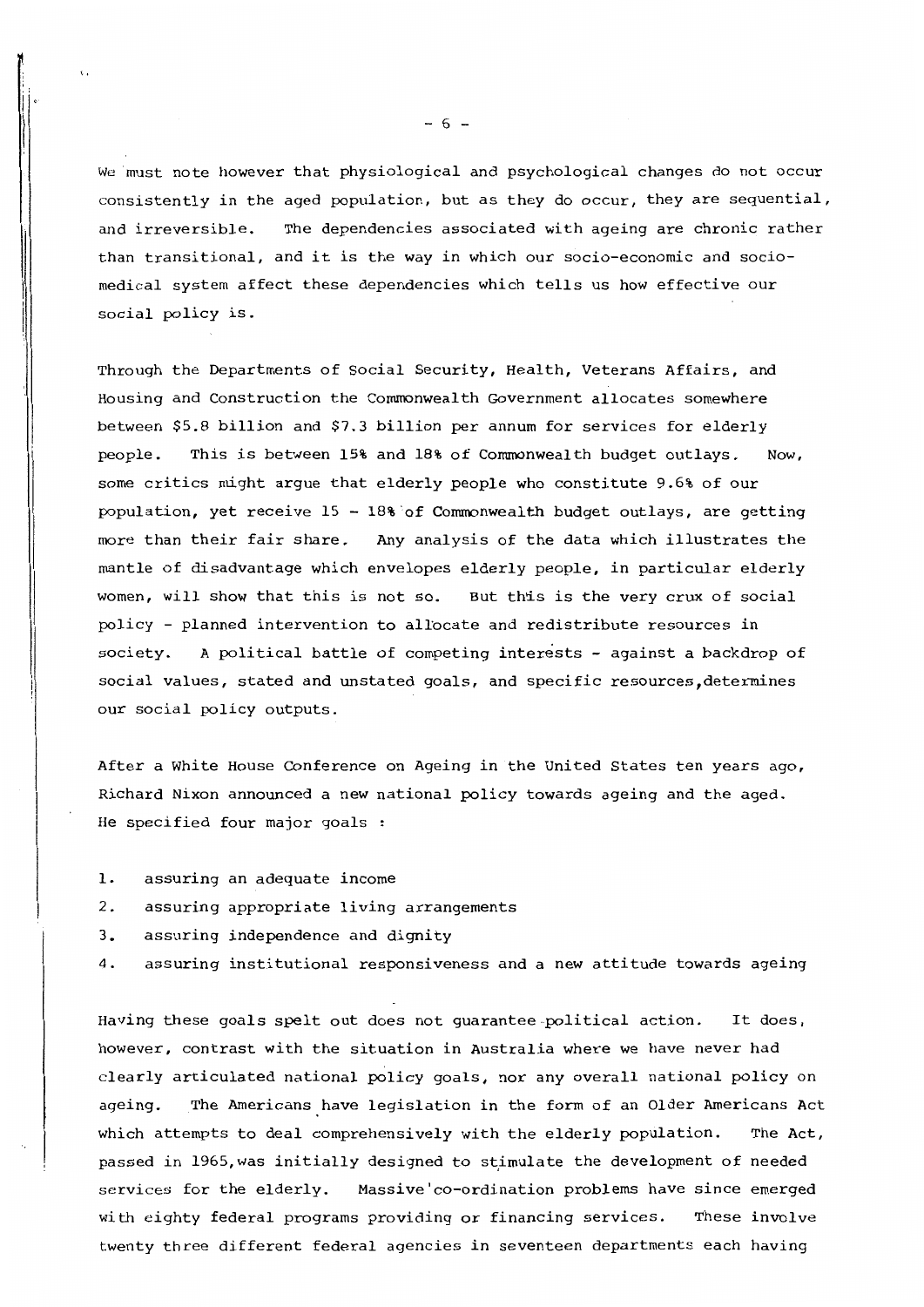We must note however that physiological and psychological changes do not occur consistently in the aged population, but as they do occur, they are sequential, and irreversible. The dependencies associated with ageing are chronic rather than transitional, and it is the way in which our socio-economic and socio-medical system affect these dependencies which tells us how effective our social policy is.

Through the Departments of Social Security, Health, Veterans Affairs, and Housing and Construction the Commonwealth Government allocates somewhere between \$5.8 billion and \$7.3 billion per annum for services for elderly people. This is between 15% and 18% of Commonwealth budget outlays. Now, some critics might argue that elderly people who constitute 9.6% of our population, yet receive 15 - 18% of Commonwealth budget outlays, are getting more than their fair share. Any analysis of the data which illustrates the mantle of disadvantage which envelopes elderly people, in particular elderly women, will show that this is not so. But this is the very crux of social policy - planned intervention to allocate and redistribute resources in society. A political battle of competing interests - against a backdrop of social values, stated and unstated goals, and specific resources, determines our social policy outputs.

After a White House Conference on Ageing in the United States ten years ago, Richard Nixon announced a new national policy towards ageing and the aged. He specified four major goals :

1. assuring an adequate income
2. assuring appropriate living arrangements
3. assuring independence and dignity
4. assuring institutional responsiveness and a new attitude towards ageing

Having these goals spelt out does not guarantee political action. It does, however, contrast with the situation in Australia where we have never had clearly articulated national policy goals, nor any overall national policy on ageing. The Americans have legislation in the form of an Older Americans Act which attempts to deal comprehensively with the elderly population. The Act, passed in 1965, was initially designed to stimulate the development of needed services for the elderly. Massive co-ordination problems have since emerged with eighty federal programs providing or financing services. These involve twenty three different federal agencies in seventeen departments each having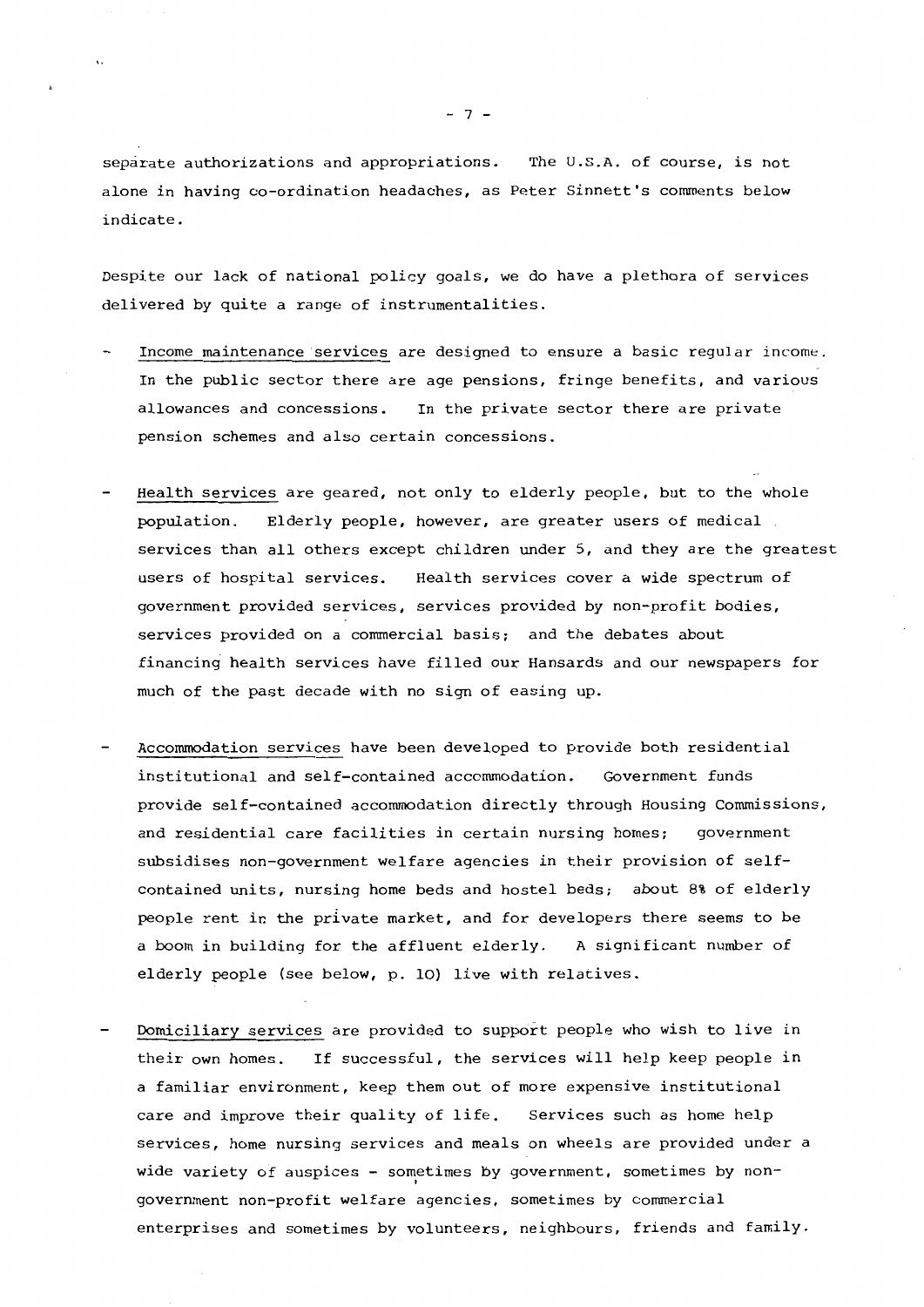separate authorizations and appropriations. The U.S.A. of course, is not alone in having co-ordination headaches, as Peter Sinnett's comments below indicate.

Despite our lack of national policy goals, we do have a plethora of services delivered by quite a range of instrumentalities.

- <u>Income maintenance services</u> are designed to ensure a basic regular income. In the public sector there are age pensions, fringe benefits, and various allowances and concessions. In the private sector there are private pension schemes and also certain concessions.

- <u>Health services</u> are geared, not only to elderly people, but to the whole population. Elderly people, however, are greater users of medical services than all others except children under 5, and they are the greatest users of hospital services. Health services cover a wide spectrum of government provided services, services provided by non-profit bodies, services provided on a commercial basis; and the debates about financing health services have filled our Hansards and our newspapers for much of the past decade with no sign of easing up.

- <u>Accommodation services</u> have been developed to provide both residential institutional and self-contained accommodation. Government funds provide self-contained accommodation directly through Housing Commissions, and residential care facilities in certain nursing homes; government subsidises non-government welfare agencies in their provision of self-contained units, nursing home beds and hostel beds; about 8% of elderly people rent in the private market, and for developers there seems to be a boom in building for the affluent elderly. A significant number of elderly people (see below, p. 10) live with relatives.

- <u>Domiciliary services</u> are provided to support people who wish to live in their own homes. If successful, the services will help keep people in a familiar environment, keep them out of more expensive institutional care and improve their quality of life. Services such as home help services, home nursing services and meals on wheels are provided under a wide variety of auspices - sometimes by government, sometimes by non-government non-profit welfare agencies, sometimes by commercial enterprises and sometimes by volunteers, neighbours, friends and family.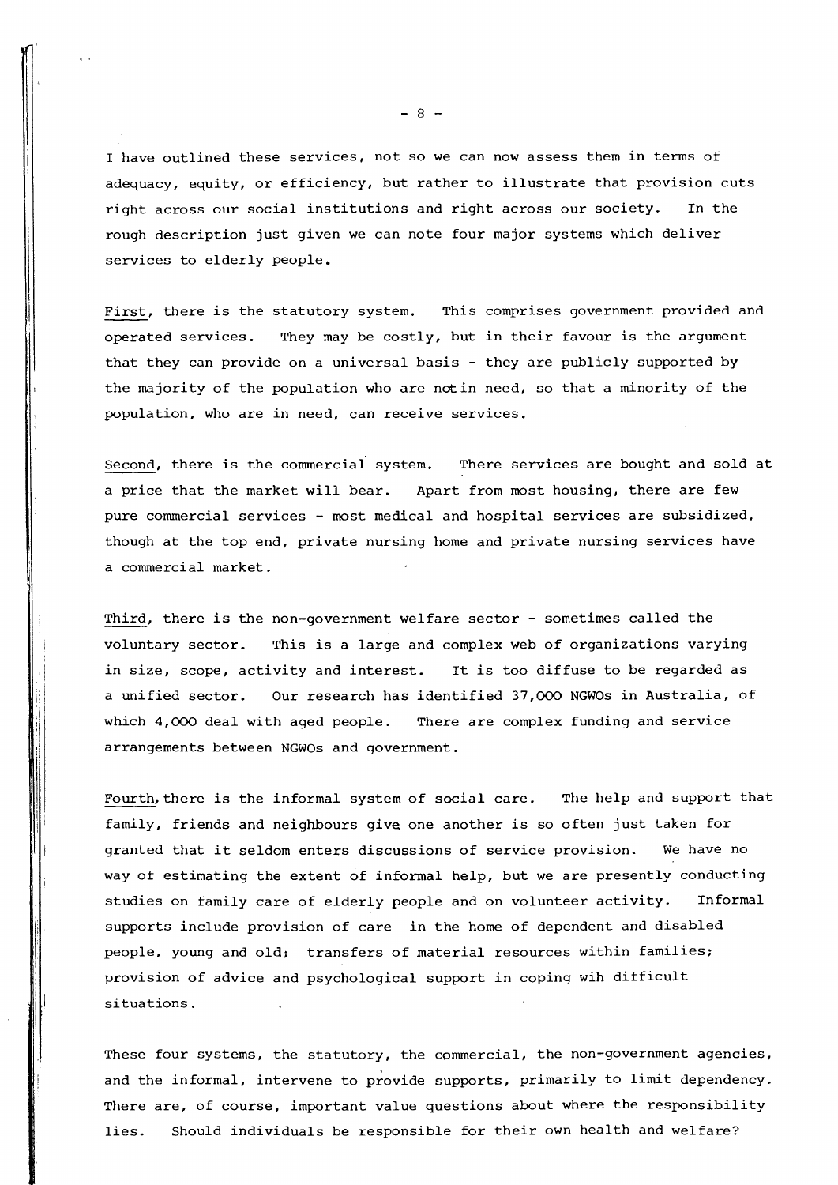I have outlined these services, not so we can now assess them in terms of adequacy, equity, or efficiency, but rather to illustrate that provision cuts right across our social institutions and right across our society. In the rough description just given we can note four major systems which deliver services to elderly people.

<u>First</u>, there is the statutory system. This comprises government provided and operated services. They may be costly, but in their favour is the argument that they can provide on a universal basis - they are publicly supported by the majority of the population who are not in need, so that a minority of the population, who are in need, can receive services.

<u>Second</u>, there is the commercial system. There services are bought and sold at a price that the market will bear. Apart from most housing, there are few pure commercial services - most medical and hospital services are subsidized, though at the top end, private nursing home and private nursing services have a commercial market.

<u>Third</u>, there is the non-government welfare sector - sometimes called the voluntary sector. This is a large and complex web of organizations varying in size, scope, activity and interest. It is too diffuse to be regarded as a unified sector. Our research has identified 37,000 NGWOs in Australia, of which 4,000 deal with aged people. There are complex funding and service arrangements between NGWOs and government.

<u>Fourth</u>, there is the informal system of social care. The help and support that family, friends and neighbours give one another is so often just taken for granted that it seldom enters discussions of service provision. We have no way of estimating the extent of informal help, but we are presently conducting studies on family care of elderly people and on volunteer activity. Informal supports include provision of care in the home of dependent and disabled people, young and old; transfers of material resources within families; provision of advice and psychological support in coping wih difficult situations.

These four systems, the statutory, the commercial, the non-government agencies, and the informal, intervene to provide supports, primarily to limit dependency. There are, of course, important value questions about where the responsibility lies. Should individuals be responsible for their own health and welfare?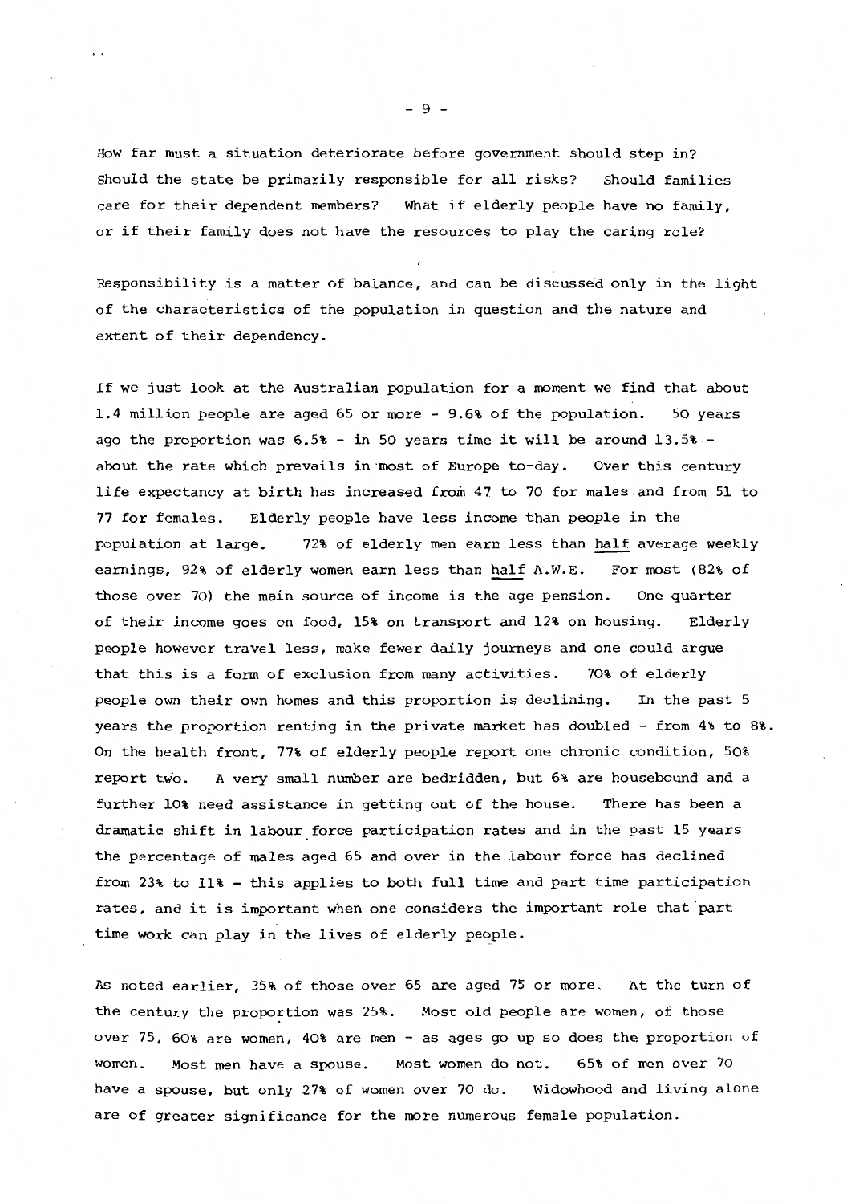How far must a situation deteriorate before government should step in? Should the state be primarily responsible for all risks? Should families care for their dependent members? What if elderly people have no family, or if their family does not have the resources to play the caring role?

Responsibility is a matter of balance, and can be discussed only in the light of the characteristics of the population in question and the nature and extent of their dependency.

If we just look at the Australian population for a moment we find that about 1.4 million people are aged 65 or more - 9.6% of the population. 50 years ago the proportion was 6.5% - in 50 years time it will be around 13.5% - about the rate which prevails in most of Europe to-day. Over this century life expectancy at birth has increased from 47 to 70 for males and from 51 to 77 for females. Elderly people have less income than people in the population at large. 72% of elderly men earn less than half average weekly earnings, 92% of elderly women earn less than half A.W.E. For most (82% of those over 70) the main source of income is the age pension. One quarter of their income goes on food, 15% on transport and 12% on housing. Elderly people however travel less, make fewer daily journeys and one could argue that this is a form of exclusion from many activities. 70% of elderly people own their own homes and this proportion is declining. In the past 5 years the proportion renting in the private market has doubled - from 4% to 8%. On the health front, 77% of elderly people report one chronic condition, 50% report two. A very small number are bedridden, but 6% are housebound and a further 10% need assistance in getting out of the house. There has been a dramatic shift in labour force participation rates and in the past 15 years the percentage of males aged 65 and over in the labour force has declined from 23% to 11% - this applies to both full time and part time participation rates, and it is important when one considers the important role that part time work can play in the lives of elderly people.

As noted earlier, 35% of those over 65 are aged 75 or more. At the turn of the century the proportion was 25%. Most old people are women, of those over 75, 60% are women, 40% are men - as ages go up so does the proportion of women. Most men have a spouse. Most women do not. 65% of men over 70 have a spouse, but only 27% of women over 70 do. Widowhood and living alone are of greater significance for the more numerous female population.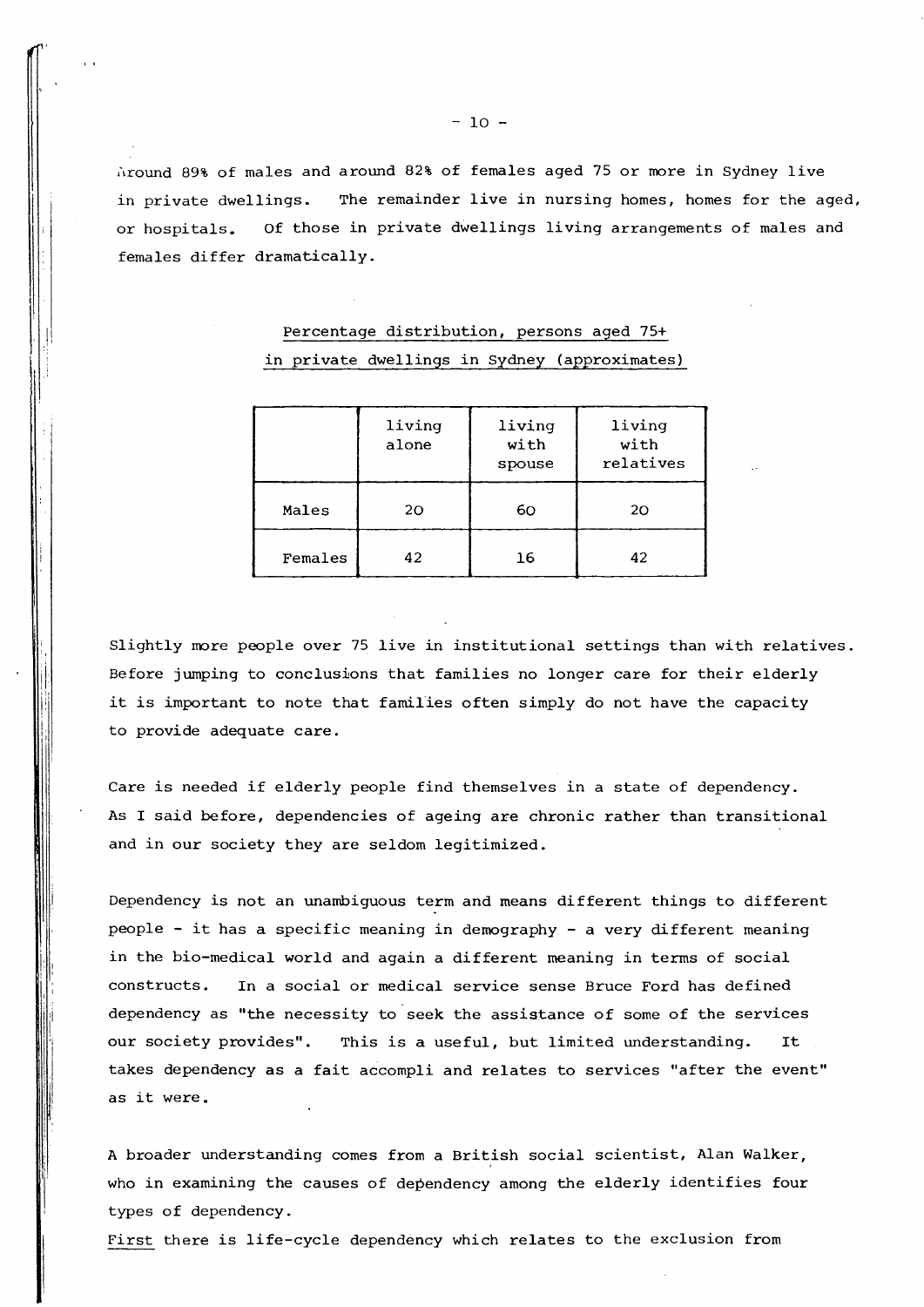Around 89% of males and around 82% of females aged 75 or more in Sydney live in private dwellings. The remainder live in nursing homes, homes for the aged, or hospitals. Of those in private dwellings living arrangements of males and females differ dramatically.

Percentage distribution, persons aged 75+ in private dwellings in Sydney (approximates)

| | living alone | living with spouse | living with relatives |
|---|---|---|---|
| Males | 20 | 60 | 20 |
| Females | 42 | 16 | 42 |

Slightly more people over 75 live in institutional settings than with relatives. Before jumping to conclusions that families no longer care for their elderly it is important to note that families often simply do not have the capacity to provide adequate care.

Care is needed if elderly people find themselves in a state of dependency. As I said before, dependencies of ageing are chronic rather than transitional and in our society they are seldom legitimized.

Dependency is not an unambiguous term and means different things to different people - it has a specific meaning in demography - a very different meaning in the bio-medical world and again a different meaning in terms of social constructs. In a social or medical service sense Bruce Ford has defined dependency as "the necessity to seek the assistance of some of the services our society provides". This is a useful, but limited understanding. It takes dependency as a fait accompli and relates to services "after the event" as it were.

A broader understanding comes from a British social scientist, Alan Walker, who in examining the causes of dependency among the elderly identifies four types of dependency.

First there is life-cycle dependency which relates to the exclusion from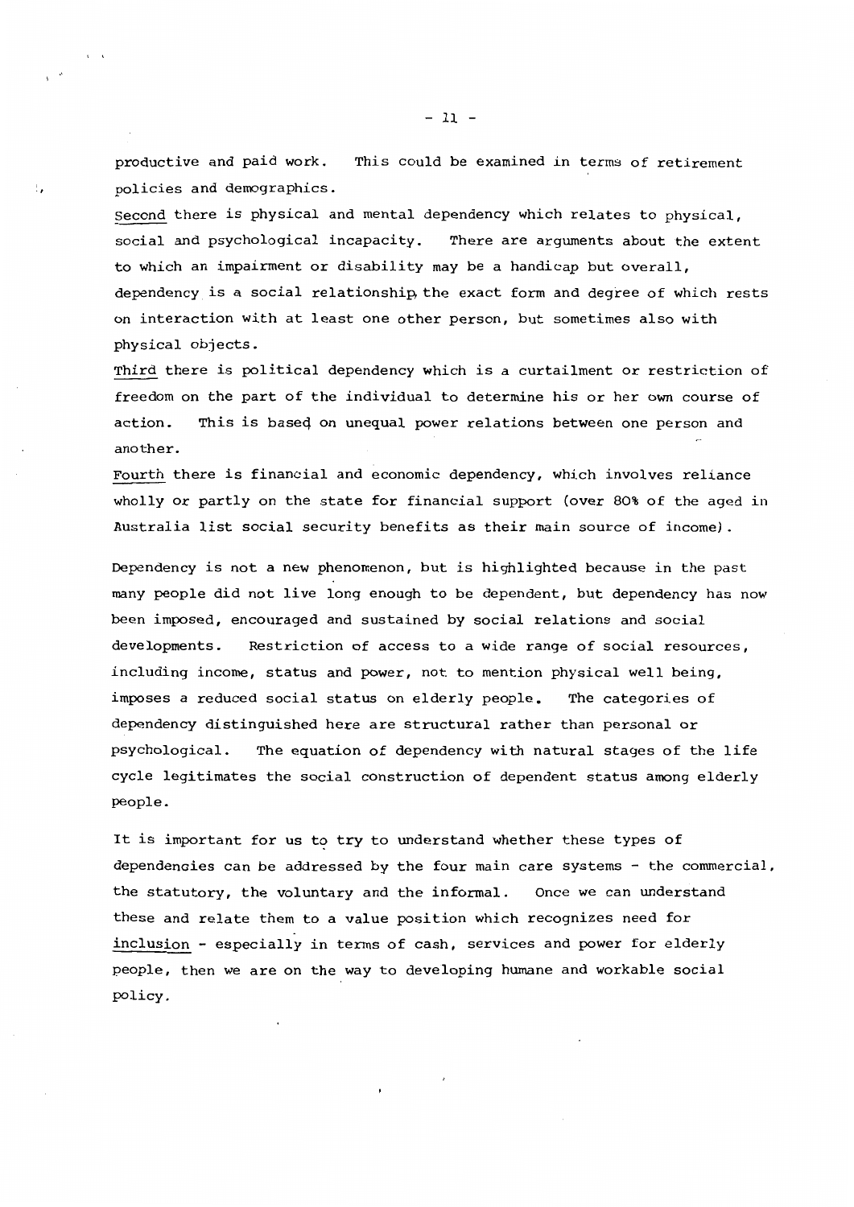productive and paid work. This could be examined in terms of retirement policies and demographics.

Second there is physical and mental dependency which relates to physical, social and psychological incapacity. There are arguments about the extent to which an impairment or disability may be a handicap but overall, dependency is a social relationship the exact form and degree of which rests on interaction with at least one other person, but sometimes also with physical objects.

Third there is political dependency which is a curtailment or restriction of freedom on the part of the individual to determine his or her own course of action. This is based on unequal power relations between one person and another.

Fourth there is financial and economic dependency, which involves reliance wholly or partly on the state for financial support (over 80% of the aged in Australia list social security benefits as their main source of income).

Dependency is not a new phenomenon, but is highlighted because in the past many people did not live long enough to be dependent, but dependency has now been imposed, encouraged and sustained by social relations and social developments. Restriction of access to a wide range of social resources, including income, status and power, not to mention physical well being, imposes a reduced social status on elderly people. The categories of dependency distinguished here are structural rather than personal or psychological. The equation of dependency with natural stages of the life cycle legitimates the social construction of dependent status among elderly people.

It is important for us to try to understand whether these types of dependencies can be addressed by the four main care systems - the commercial, the statutory, the voluntary and the informal. Once we can understand these and relate them to a value position which recognizes need for inclusion - especially in terms of cash, services and power for elderly people, then we are on the way to developing humane and workable social policy.